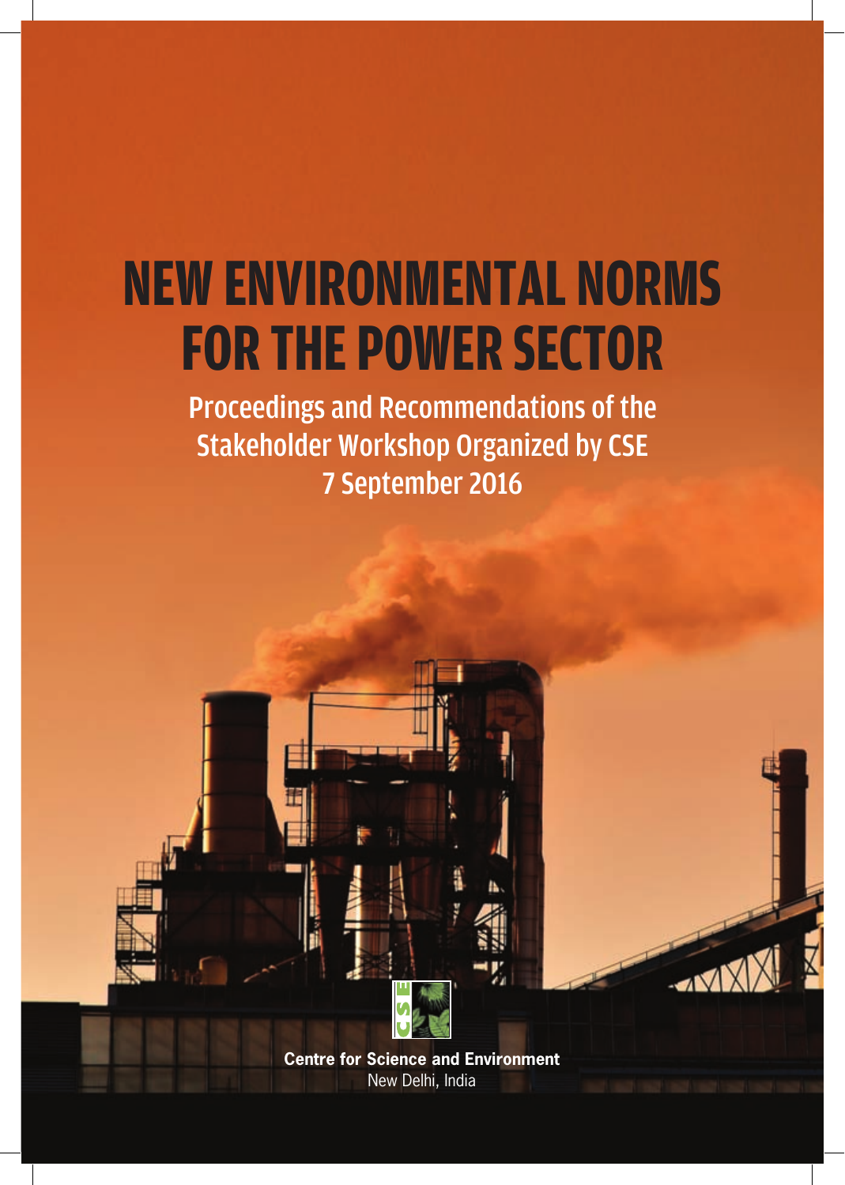# NEW ENVIRONMENTAL NORMS FOR THE POWER SECTOR

## Proceedings and Recommendations of the Stakeholder Workshop Organized by CSE
## 7 September 2016

**Centre for Science and Environment**
New Delhi, India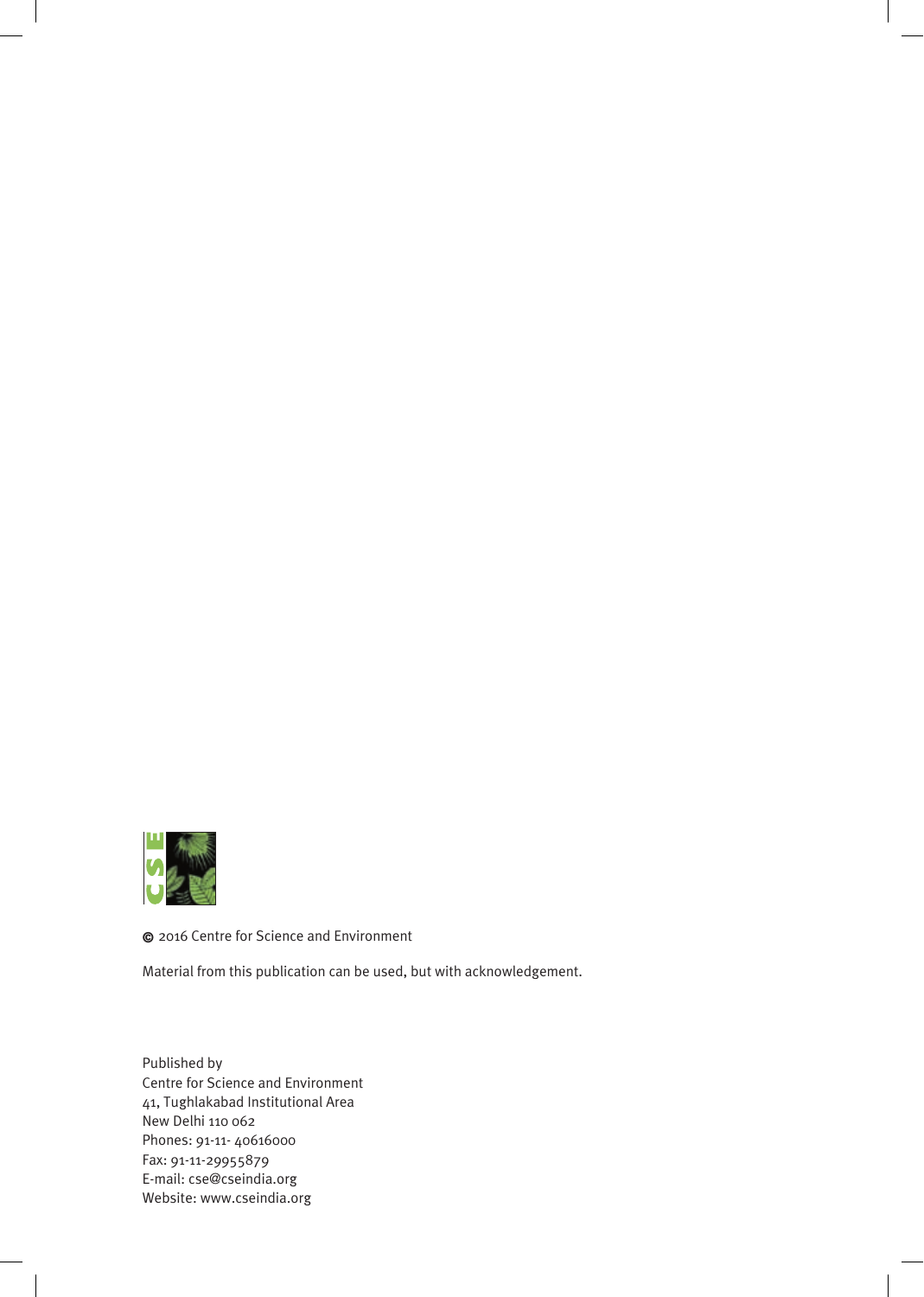© 2016 Centre for Science and Environment

Material from this publication can be used, but with acknowledgement.

Published by
Centre for Science and Environment
41, Tughlakabad Institutional Area
New Delhi 110 062
Phones: 91-11- 40616000
Fax: 91-11-29955879
E-mail: cse@cseindia.org
Website: www.cseindia.org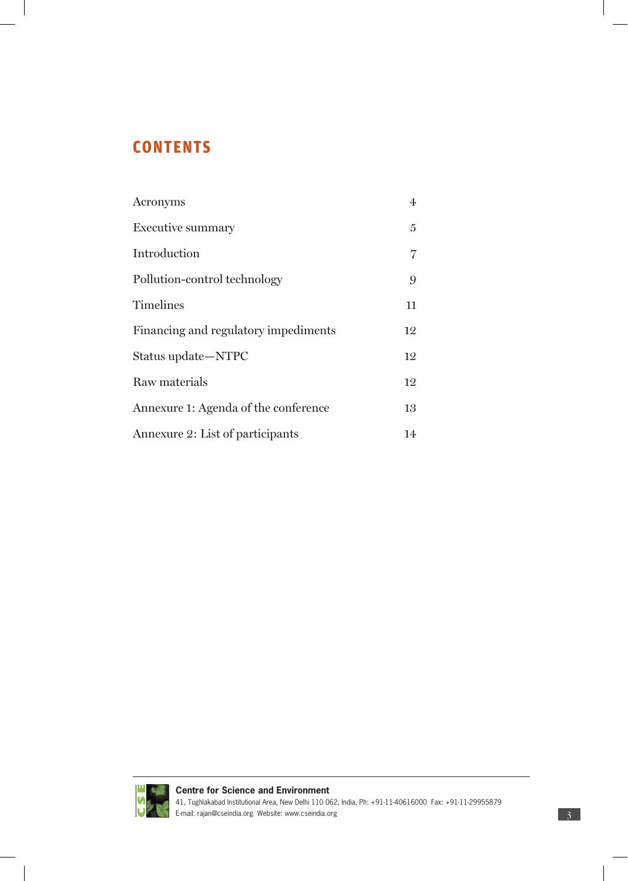# CONTENTS

| | |
|---|---|
| Acronyms | 4 |
| Executive summary | 5 |
| Introduction | 7 |
| Pollution-control technology | 9 |
| Timelines | 11 |
| Financing and regulatory impediments | 12 |
| Status update—NTPC | 12 |
| Raw materials | 12 |
| Annexure 1: Agenda of the conference | 13 |
| Annexure 2: List of participants | 14 |

**Centre for Science and Environment**
41, Tughlakabad Institutional Area, New Delhi 110 062, India, Ph: +91-11-40616000 Fax: +91-11-29955879
E-mail: rajan@cseindia.org Website: www.cseindia.org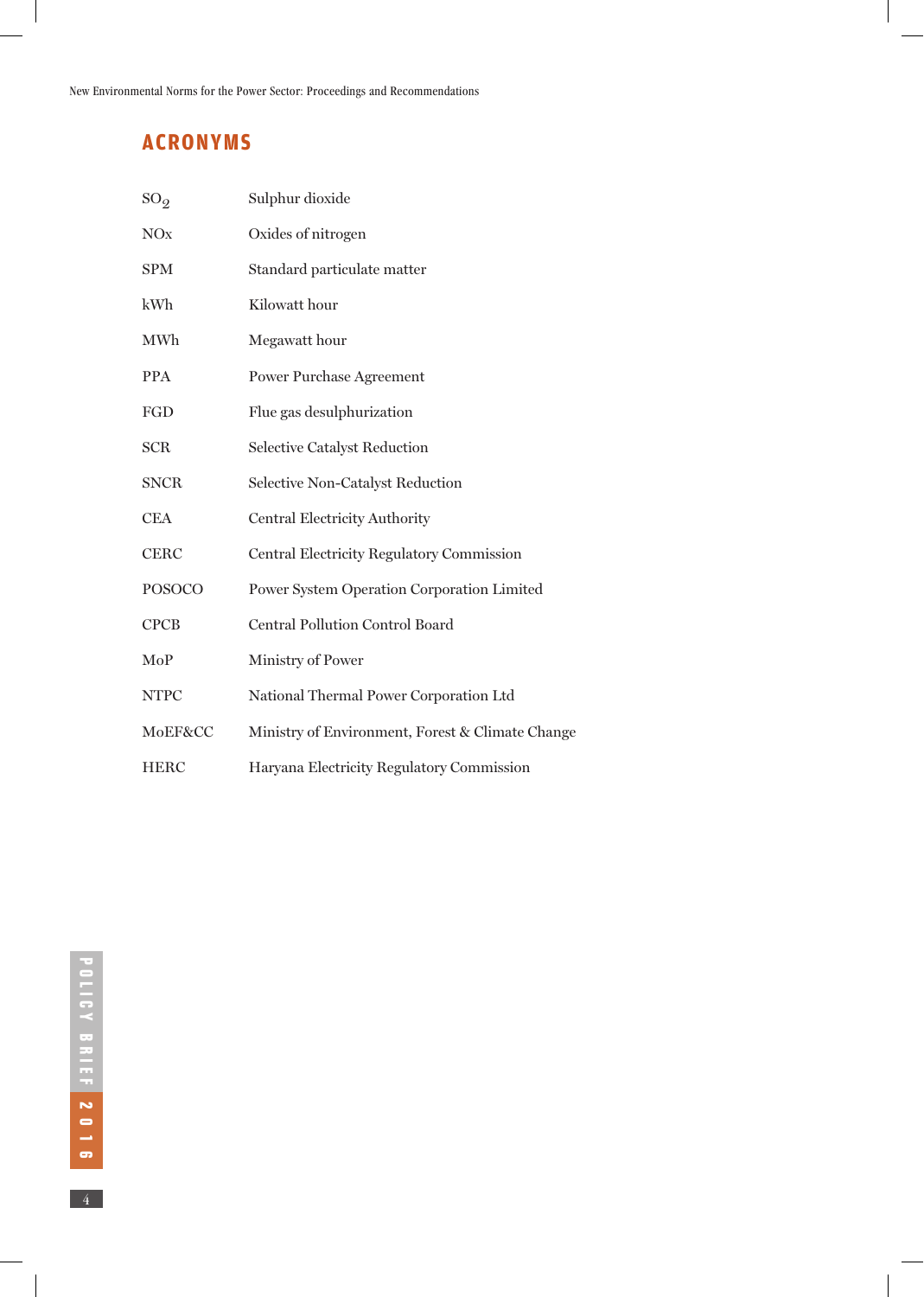## ACRONYMS

| | |
|---|---|
| $SO_2$ | Sulphur dioxide |
| NOx | Oxides of nitrogen |
| SPM | Standard particulate matter |
| kWh | Kilowatt hour |
| MWh | Megawatt hour |
| PPA | Power Purchase Agreement |
| FGD | Flue gas desulphurization |
| SCR | Selective Catalyst Reduction |
| SNCR | Selective Non-Catalyst Reduction |
| CEA | Central Electricity Authority |
| CERC | Central Electricity Regulatory Commission |
| POSOCO | Power System Operation Corporation Limited |
| CPCB | Central Pollution Control Board |
| MoP | Ministry of Power |
| NTPC | National Thermal Power Corporation Ltd |
| MoEF&CC | Ministry of Environment, Forest & Climate Change |
| HERC | Haryana Electricity Regulatory Commission |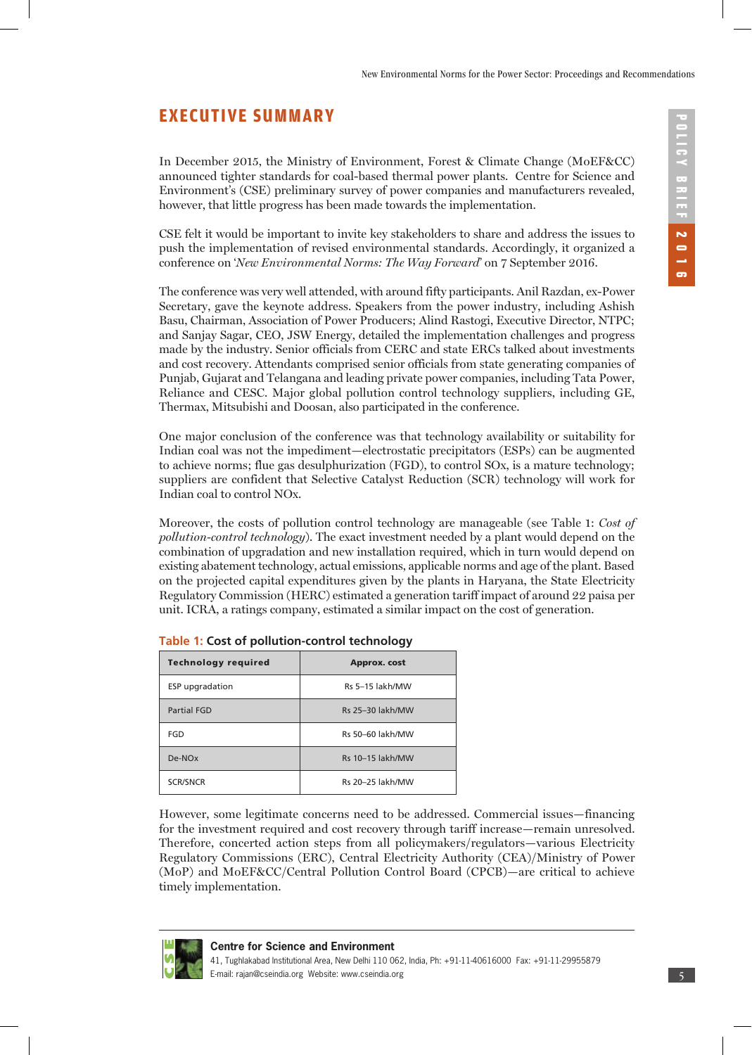# EXECUTIVE SUMMARY

In December 2015, the Ministry of Environment, Forest & Climate Change (MoEF&CC) announced tighter standards for coal-based thermal power plants. Centre for Science and Environment's (CSE) preliminary survey of power companies and manufacturers revealed, however, that little progress has been made towards the implementation.

CSE felt it would be important to invite key stakeholders to share and address the issues to push the implementation of revised environmental standards. Accordingly, it organized a conference on '*New Environmental Norms: The Way Forward*' on 7 September 2016.

The conference was very well attended, with around fifty participants. Anil Razdan, ex-Power Secretary, gave the keynote address. Speakers from the power industry, including Ashish Basu, Chairman, Association of Power Producers; Alind Rastogi, Executive Director, NTPC; and Sanjay Sagar, CEO, JSW Energy, detailed the implementation challenges and progress made by the industry. Senior officials from CERC and state ERCs talked about investments and cost recovery. Attendants comprised senior officials from state generating companies of Punjab, Gujarat and Telangana and leading private power companies, including Tata Power, Reliance and CESC. Major global pollution control technology suppliers, including GE, Thermax, Mitsubishi and Doosan, also participated in the conference.

One major conclusion of the conference was that technology availability or suitability for Indian coal was not the impediment—electrostatic precipitators (ESPs) can be augmented to achieve norms; flue gas desulphurization (FGD), to control SOx, is a mature technology; suppliers are confident that Selective Catalyst Reduction (SCR) technology will work for Indian coal to control NOx.

Moreover, the costs of pollution control technology are manageable (see Table 1: *Cost of pollution-control technology*). The exact investment needed by a plant would depend on the combination of upgradation and new installation required, which in turn would depend on existing abatement technology, actual emissions, applicable norms and age of the plant. Based on the projected capital expenditures given by the plants in Haryana, the State Electricity Regulatory Commission (HERC) estimated a generation tariff impact of around 22 paisa per unit. ICRA, a ratings company, estimated a similar impact on the cost of generation.

**Table 1:** Cost of pollution-control technology

| Technology required | Approx. cost |
|---|---|
| ESP upgradation | Rs 5–15 lakh/MW |
| Partial FGD | Rs 25–30 lakh/MW |
| FGD | Rs 50–60 lakh/MW |
| De-NOx | Rs 10–15 lakh/MW |
| SCR/SNCR | Rs 20–25 lakh/MW |

However, some legitimate concerns need to be addressed. Commercial issues—financing for the investment required and cost recovery through tariff increase—remain unresolved. Therefore, concerted action steps from all policymakers/regulators—various Electricity Regulatory Commissions (ERC), Central Electricity Authority (CEA)/Ministry of Power (MoP) and MoEF&CC/Central Pollution Control Board (CPCB)—are critical to achieve timely implementation.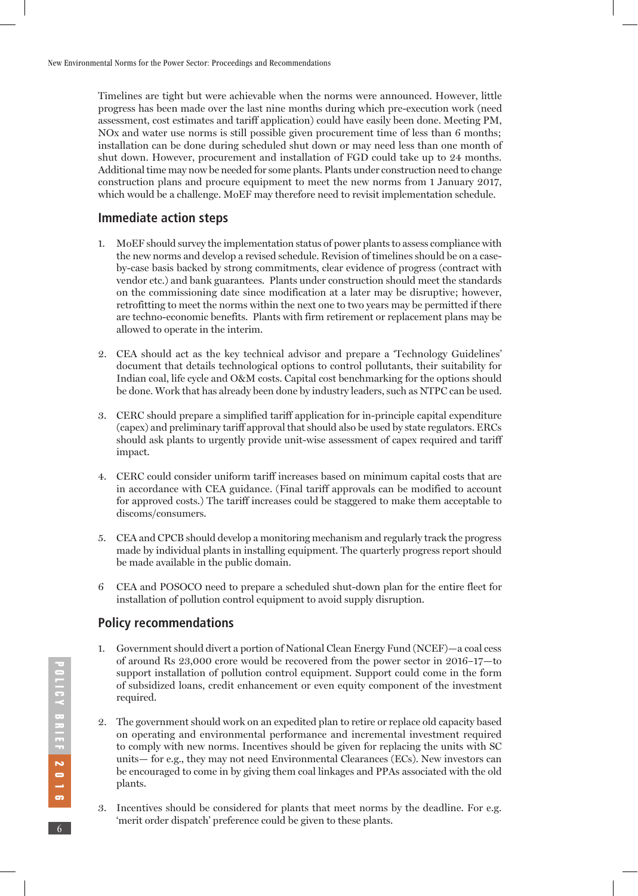Timelines are tight but were achievable when the norms were announced. However, little progress has been made over the last nine months during which pre-execution work (need assessment, cost estimates and tariff application) could have easily been done. Meeting PM, NOx and water use norms is still possible given procurement time of less than 6 months; installation can be done during scheduled shut down or may need less than one month of shut down. However, procurement and installation of FGD could take up to 24 months. Additional time may now be needed for some plants. Plants under construction need to change construction plans and procure equipment to meet the new norms from 1 January 2017, which would be a challenge. MoEF may therefore need to revisit implementation schedule.

## Immediate action steps

1. MoEF should survey the implementation status of power plants to assess compliance with the new norms and develop a revised schedule. Revision of timelines should be on a case-by-case basis backed by strong commitments, clear evidence of progress (contract with vendor etc.) and bank guarantees. Plants under construction should meet the standards on the commissioning date since modification at a later may be disruptive; however, retrofitting to meet the norms within the next one to two years may be permitted if there are techno-economic benefits. Plants with firm retirement or replacement plans may be allowed to operate in the interim.

2. CEA should act as the key technical advisor and prepare a 'Technology Guidelines' document that details technological options to control pollutants, their suitability for Indian coal, life cycle and O&M costs. Capital cost benchmarking for the options should be done. Work that has already been done by industry leaders, such as NTPC can be used.

3. CERC should prepare a simplified tariff application for in-principle capital expenditure (capex) and preliminary tariff approval that should also be used by state regulators. ERCs should ask plants to urgently provide unit-wise assessment of capex required and tariff impact.

4. CERC could consider uniform tariff increases based on minimum capital costs that are in accordance with CEA guidance. (Final tariff approvals can be modified to account for approved costs.) The tariff increases could be staggered to make them acceptable to discoms/consumers.

5. CEA and CPCB should develop a monitoring mechanism and regularly track the progress made by individual plants in installing equipment. The quarterly progress report should be made available in the public domain.

6 CEA and POSOCO need to prepare a scheduled shut-down plan for the entire fleet for installation of pollution control equipment to avoid supply disruption.

## Policy recommendations

1. Government should divert a portion of National Clean Energy Fund (NCEF)—a coal cess of around Rs 23,000 crore would be recovered from the power sector in 2016–17—to support installation of pollution control equipment. Support could come in the form of subsidized loans, credit enhancement or even equity component of the investment required.

2. The government should work on an expedited plan to retire or replace old capacity based on operating and environmental performance and incremental investment required to comply with new norms. Incentives should be given for replacing the units with SC units— for e.g., they may not need Environmental Clearances (ECs). New investors can be encouraged to come in by giving them coal linkages and PPAs associated with the old plants.

3. Incentives should be considered for plants that meet norms by the deadline. For e.g. 'merit order dispatch' preference could be given to these plants.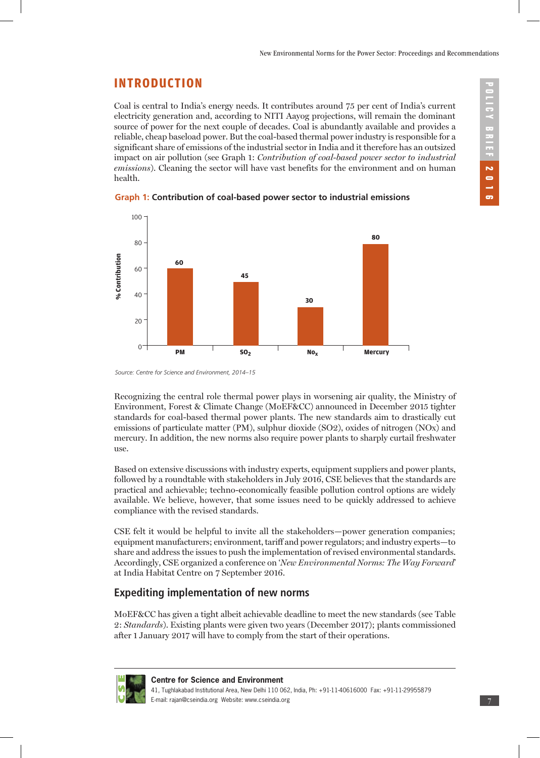# INTRODUCTION

Coal is central to India's energy needs. It contributes around 75 per cent of India's current electricity generation and, according to NITI Aayog projections, will remain the dominant source of power for the next couple of decades. Coal is abundantly available and provides a reliable, cheap baseload power. But the coal-based thermal power industry is responsible for a significant share of emissions of the industrial sector in India and it therefore has an outsized impact on air pollution (see Graph 1: *Contribution of coal-based power sector to industrial emissions*). Cleaning the sector will have vast benefits for the environment and on human health.

**Graph 1: Contribution of coal-based power sector to industrial emissions**

| Pollutant | % Contribution |
|---|---|
| PM | 60 |
| $SO_2$ | 45 |
| $No_x$ | 30 |
| Mercury | 80 |

*Source: Centre for Science and Environment, 2014–15*

Recognizing the central role thermal power plays in worsening air quality, the Ministry of Environment, Forest & Climate Change (MoEF&CC) announced in December 2015 tighter standards for coal-based thermal power plants. The new standards aim to drastically cut emissions of particulate matter (PM), sulphur dioxide (SO2), oxides of nitrogen (NOx) and mercury. In addition, the new norms also require power plants to sharply curtail freshwater use.

Based on extensive discussions with industry experts, equipment suppliers and power plants, followed by a roundtable with stakeholders in July 2016, CSE believes that the standards are practical and achievable; techno-economically feasible pollution control options are widely available. We believe, however, that some issues need to be quickly addressed to achieve compliance with the revised standards.

CSE felt it would be helpful to invite all the stakeholders—power generation companies; equipment manufacturers; environment, tariff and power regulators; and industry experts—to share and address the issues to push the implementation of revised environmental standards. Accordingly, CSE organized a conference on '*New Environmental Norms: The Way Forward*' at India Habitat Centre on 7 September 2016.

## Expediting implementation of new norms

MoEF&CC has given a tight albeit achievable deadline to meet the new standards (see Table 2: *Standards*). Existing plants were given two years (December 2017); plants commissioned after 1 January 2017 will have to comply from the start of their operations.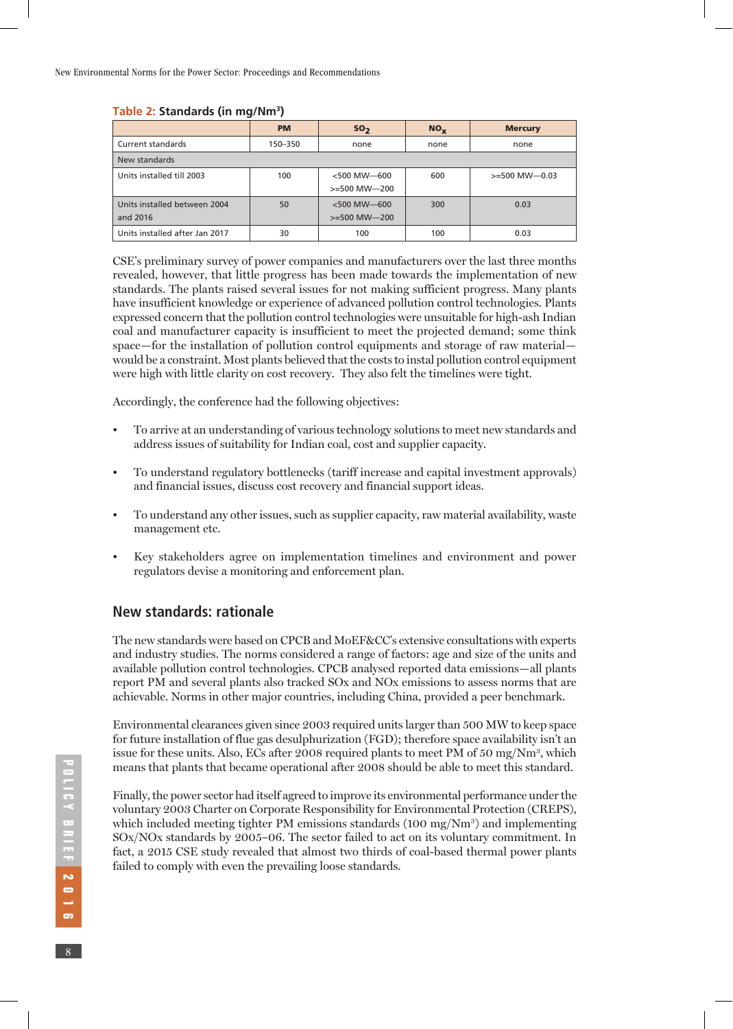**Table 2: Standards (in mg/Nm³)**

| | PM | $SO_2$ | $NO_x$ | Mercury |
|---|---|---|---|---|
| Current standards | 150–350 | none | none | none |
| New standards | | | | |
| Units installed till 2003 | 100 | <500 MW—600<br>>=500 MW—200 | 600 | >=500 MW—0.03 |
| Units installed between 2004 and 2016 | 50 | <500 MW—600<br>>=500 MW—200 | 300 | 0.03 |
| Units installed after Jan 2017 | 30 | 100 | 100 | 0.03 |

CSE's preliminary survey of power companies and manufacturers over the last three months revealed, however, that little progress has been made towards the implementation of new standards. The plants raised several issues for not making sufficient progress. Many plants have insufficient knowledge or experience of advanced pollution control technologies. Plants expressed concern that the pollution control technologies were unsuitable for high-ash Indian coal and manufacturer capacity is insufficient to meet the projected demand; some think space—for the installation of pollution control equipments and storage of raw material—would be a constraint. Most plants believed that the costs to instal pollution control equipment were high with little clarity on cost recovery. They also felt the timelines were tight.

Accordingly, the conference had the following objectives:

- To arrive at an understanding of various technology solutions to meet new standards and address issues of suitability for Indian coal, cost and supplier capacity.
- To understand regulatory bottlenecks (tariff increase and capital investment approvals) and financial issues, discuss cost recovery and financial support ideas.
- To understand any other issues, such as supplier capacity, raw material availability, waste management etc.
- Key stakeholders agree on implementation timelines and environment and power regulators devise a monitoring and enforcement plan.

## New standards: rationale

The new standards were based on CPCB and MoEF&CC's extensive consultations with experts and industry studies. The norms considered a range of factors: age and size of the units and available pollution control technologies. CPCB analysed reported data emissions—all plants report PM and several plants also tracked SOx and NOx emissions to assess norms that are achievable. Norms in other major countries, including China, provided a peer benchmark.

Environmental clearances given since 2003 required units larger than 500 MW to keep space for future installation of flue gas desulphurization (FGD); therefore space availability isn't an issue for these units. Also, ECs after 2008 required plants to meet PM of 50 mg/Nm³, which means that plants that became operational after 2008 should be able to meet this standard.

Finally, the power sector had itself agreed to improve its environmental performance under the voluntary 2003 Charter on Corporate Responsibility for Environmental Protection (CREPS), which included meeting tighter PM emissions standards (100 mg/Nm³) and implementing SOx/NOx standards by 2005–06. The sector failed to act on its voluntary commitment. In fact, a 2015 CSE study revealed that almost two thirds of coal-based thermal power plants failed to comply with even the prevailing loose standards.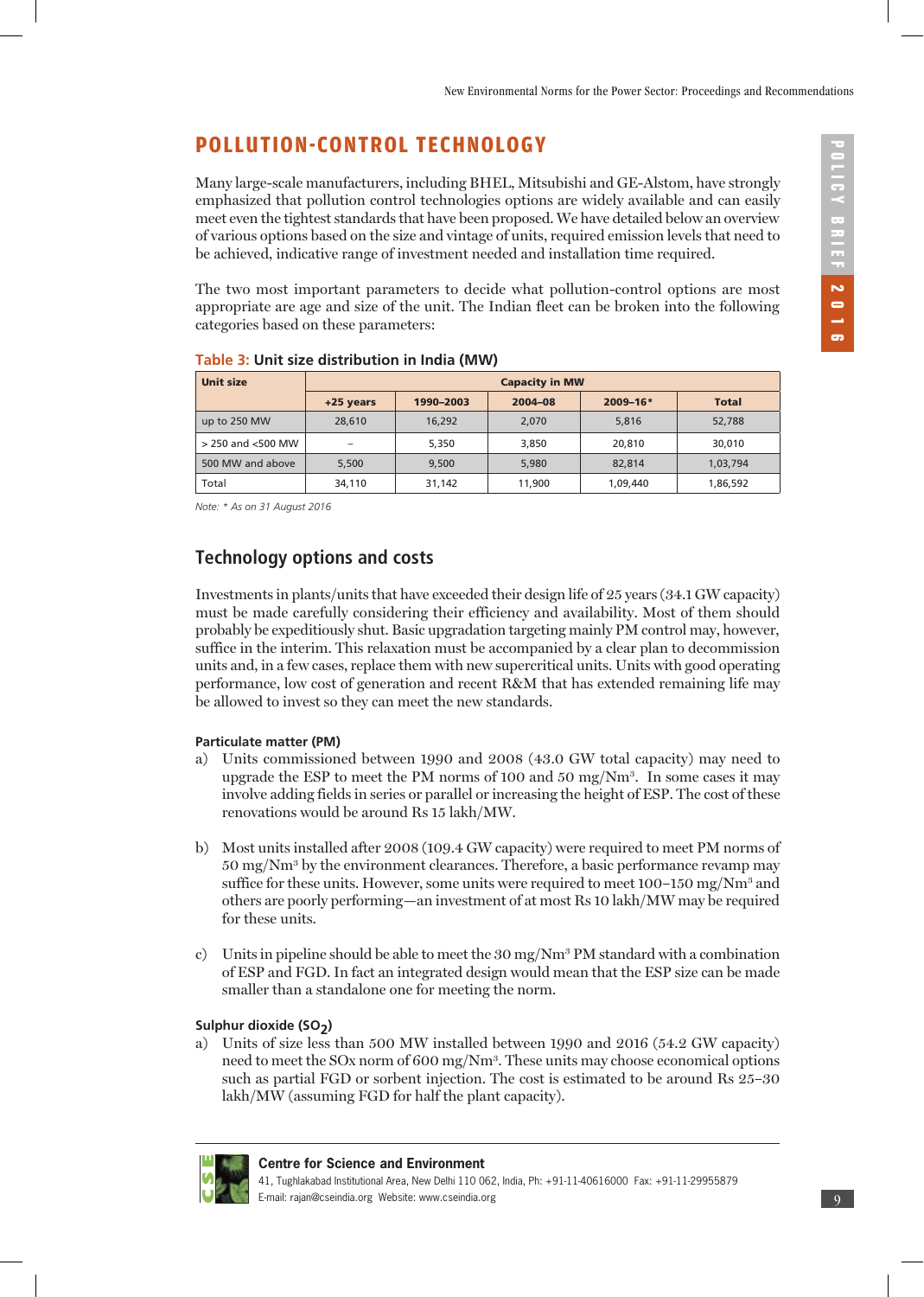## POLLUTION-CONTROL TECHNOLOGY

Many large-scale manufacturers, including BHEL, Mitsubishi and GE-Alstom, have strongly emphasized that pollution control technologies options are widely available and can easily meet even the tightest standards that have been proposed. We have detailed below an overview of various options based on the size and vintage of units, required emission levels that need to be achieved, indicative range of investment needed and installation time required.

The two most important parameters to decide what pollution-control options are most appropriate are age and size of the unit. The Indian fleet can be broken into the following categories based on these parameters:

**Table 3: Unit size distribution in India (MW)**

| Unit size | Capacity in MW | | | | |
|---|---|---|---|---|---|
| | +25 years | 1990–2003 | 2004–08 | 2009–16* | Total |
| up to 250 MW | 28,610 | 16,292 | 2,070 | 5,816 | 52,788 |
| > 250 and <500 MW | – | 5,350 | 3,850 | 20,810 | 30,010 |
| 500 MW and above | 5,500 | 9,500 | 5,980 | 82,814 | 1,03,794 |
| Total | 34,110 | 31,142 | 11,900 | 1,09,440 | 1,86,592 |

*Note: * As on 31 August 2016*

### Technology options and costs

Investments in plants/units that have exceeded their design life of 25 years (34.1 GW capacity) must be made carefully considering their efficiency and availability. Most of them should probably be expeditiously shut. Basic upgradation targeting mainly PM control may, however, suffice in the interim. This relaxation must be accompanied by a clear plan to decommission units and, in a few cases, replace them with new supercritical units. Units with good operating performance, low cost of generation and recent R&M that has extended remaining life may be allowed to invest so they can meet the new standards.

#### Particulate matter (PM)

a) Units commissioned between 1990 and 2008 (43.0 GW total capacity) may need to upgrade the ESP to meet the PM norms of 100 and 50 mg/Nm$^3$. In some cases it may involve adding fields in series or parallel or increasing the height of ESP. The cost of these renovations would be around Rs 15 lakh/MW.

b) Most units installed after 2008 (109.4 GW capacity) were required to meet PM norms of 50 mg/Nm$^3$ by the environment clearances. Therefore, a basic performance revamp may suffice for these units. However, some units were required to meet 100–150 mg/Nm$^3$ and others are poorly performing—an investment of at most Rs 10 lakh/MW may be required for these units.

c) Units in pipeline should be able to meet the 30 mg/Nm$^3$ PM standard with a combination of ESP and FGD. In fact an integrated design would mean that the ESP size can be made smaller than a standalone one for meeting the norm.

#### Sulphur dioxide ($SO_2$)

a) Units of size less than 500 MW installed between 1990 and 2016 (54.2 GW capacity) need to meet the SOx norm of 600 mg/Nm$^3$. These units may choose economical options such as partial FGD or sorbent injection. The cost is estimated to be around Rs 25–30 lakh/MW (assuming FGD for half the plant capacity).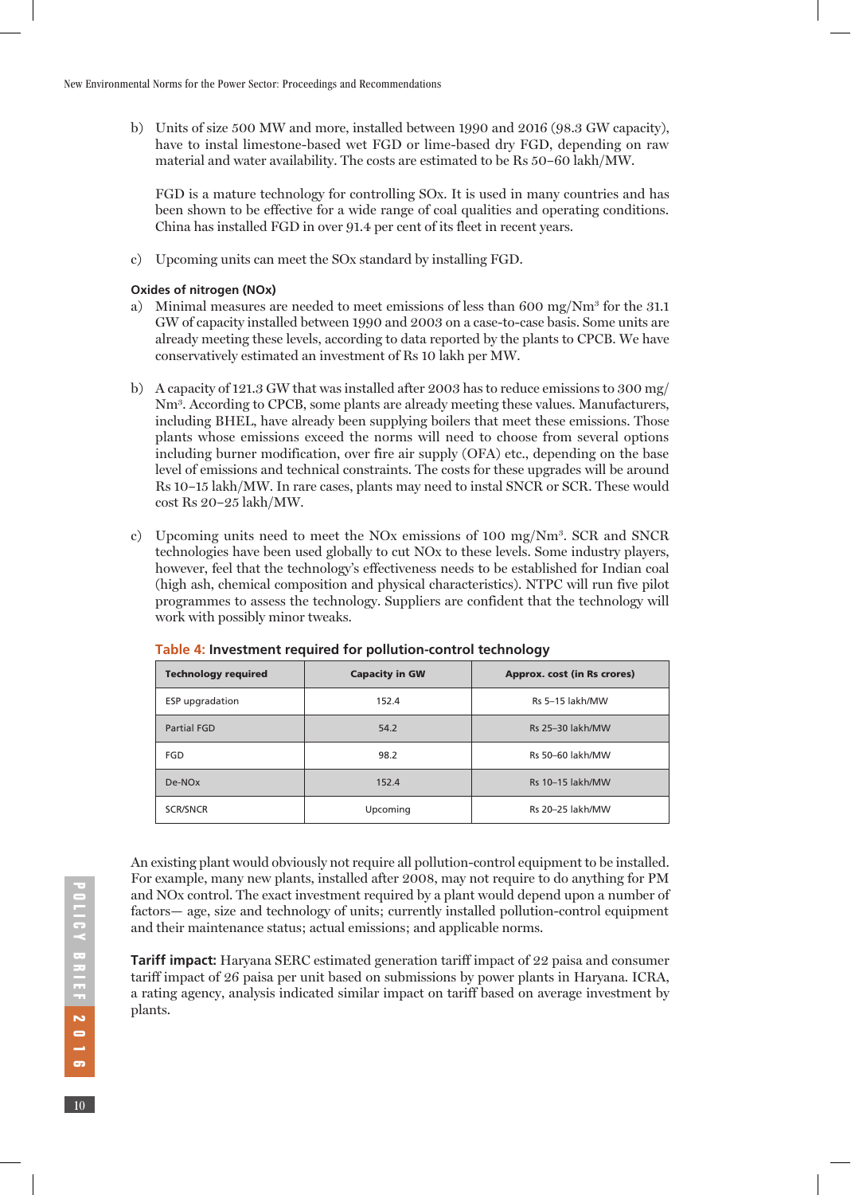b) Units of size 500 MW and more, installed between 1990 and 2016 (98.3 GW capacity), have to instal limestone-based wet FGD or lime-based dry FGD, depending on raw material and water availability. The costs are estimated to be Rs 50–60 lakh/MW.

FGD is a mature technology for controlling SOx. It is used in many countries and has been shown to be effective for a wide range of coal qualities and operating conditions. China has installed FGD in over 91.4 per cent of its fleet in recent years.

c) Upcoming units can meet the SOx standard by installing FGD.

**Oxides of nitrogen (NOx)**

a) Minimal measures are needed to meet emissions of less than 600 mg/Nm[3] for the 31.1 GW of capacity installed between 1990 and 2003 on a case-to-case basis. Some units are already meeting these levels, according to data reported by the plants to CPCB. We have conservatively estimated an investment of Rs 10 lakh per MW.

b) A capacity of 121.3 GW that was installed after 2003 has to reduce emissions to 300 mg/Nm[3]. According to CPCB, some plants are already meeting these values. Manufacturers, including BHEL, have already been supplying boilers that meet these emissions. Those plants whose emissions exceed the norms will need to choose from several options including burner modification, over fire air supply (OFA) etc., depending on the base level of emissions and technical constraints. The costs for these upgrades will be around Rs 10–15 lakh/MW. In rare cases, plants may need to instal SNCR or SCR. These would cost Rs 20–25 lakh/MW.

c) Upcoming units need to meet the NOx emissions of 100 mg/Nm[3]. SCR and SNCR technologies have been used globally to cut NOx to these levels. Some industry players, however, feel that the technology's effectiveness needs to be established for Indian coal (high ash, chemical composition and physical characteristics). NTPC will run five pilot programmes to assess the technology. Suppliers are confident that the technology will work with possibly minor tweaks.

**Table 4: Investment required for pollution-control technology**

| Technology required | Capacity in GW | Approx. cost (in Rs crores) |
|---|---|---|
| ESP upgradation | 152.4 | Rs 5–15 lakh/MW |
| Partial FGD | 54.2 | Rs 25–30 lakh/MW |
| FGD | 98.2 | Rs 50–60 lakh/MW |
| De-NOx | 152.4 | Rs 10–15 lakh/MW |
| SCR/SNCR | Upcoming | Rs 20–25 lakh/MW |

An existing plant would obviously not require all pollution-control equipment to be installed. For example, many new plants, installed after 2008, may not require to do anything for PM and NOx control. The exact investment required by a plant would depend upon a number of factors— age, size and technology of units; currently installed pollution-control equipment and their maintenance status; actual emissions; and applicable norms.

**Tariff impact:** Haryana SERC estimated generation tariff impact of 22 paisa and consumer tariff impact of 26 paisa per unit based on submissions by power plants in Haryana. ICRA, a rating agency, analysis indicated similar impact on tariff based on average investment by plants.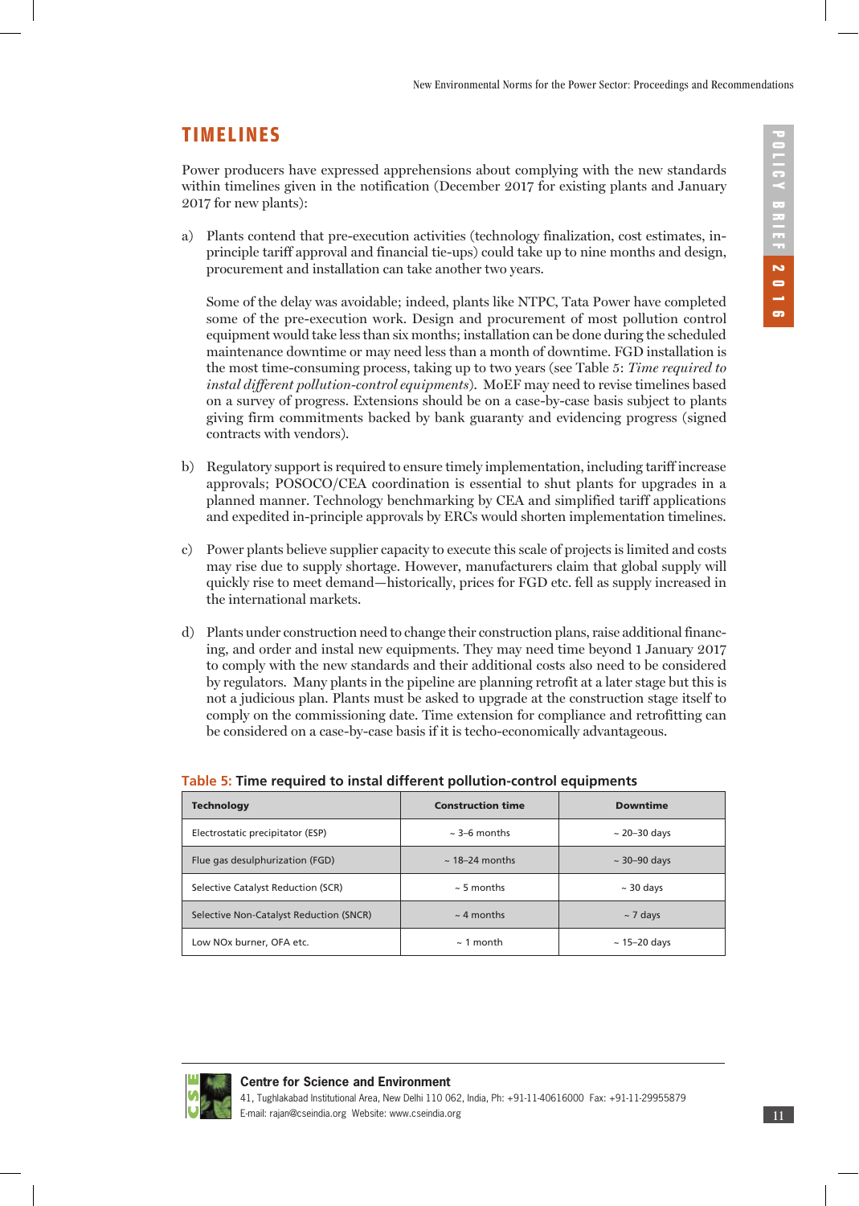## TIMELINES

Power producers have expressed apprehensions about complying with the new standards within timelines given in the notification (December 2017 for existing plants and January 2017 for new plants):

a) Plants contend that pre-execution activities (technology finalization, cost estimates, in-principle tariff approval and financial tie-ups) could take up to nine months and design, procurement and installation can take another two years.

   Some of the delay was avoidable; indeed, plants like NTPC, Tata Power have completed some of the pre-execution work. Design and procurement of most pollution control equipment would take less than six months; installation can be done during the scheduled maintenance downtime or may need less than a month of downtime. FGD installation is the most time-consuming process, taking up to two years (see Table 5: *Time required to instal different pollution-control equipments*). MoEF may need to revise timelines based on a survey of progress. Extensions should be on a case-by-case basis subject to plants giving firm commitments backed by bank guaranty and evidencing progress (signed contracts with vendors).

b) Regulatory support is required to ensure timely implementation, including tariff increase approvals; POSOCO/CEA coordination is essential to shut plants for upgrades in a planned manner. Technology benchmarking by CEA and simplified tariff applications and expedited in-principle approvals by ERCs would shorten implementation timelines.

c) Power plants believe supplier capacity to execute this scale of projects is limited and costs may rise due to supply shortage. However, manufacturers claim that global supply will quickly rise to meet demand—historically, prices for FGD etc. fell as supply increased in the international markets.

d) Plants under construction need to change their construction plans, raise additional financing, and order and instal new equipments. They may need time beyond 1 January 2017 to comply with the new standards and their additional costs also need to be considered by regulators. Many plants in the pipeline are planning retrofit at a later stage but this is not a judicious plan. Plants must be asked to upgrade at the construction stage itself to comply on the commissioning date. Time extension for compliance and retrofitting can be considered on a case-by-case basis if it is techo-economically advantageous.

**Table 5: Time required to instal different pollution-control equipments**

| Technology | Construction time | Downtime |
|---|---|---|
| Electrostatic precipitator (ESP) | ~ 3–6 months | ~ 20–30 days |
| Flue gas desulphurization (FGD) | ~ 18–24 months | ~ 30–90 days |
| Selective Catalyst Reduction (SCR) | ~ 5 months | ~ 30 days |
| Selective Non-Catalyst Reduction (SNCR) | ~ 4 months | ~ 7 days |
| Low NOx burner, OFA etc. | ~ 1 month | ~ 15–20 days |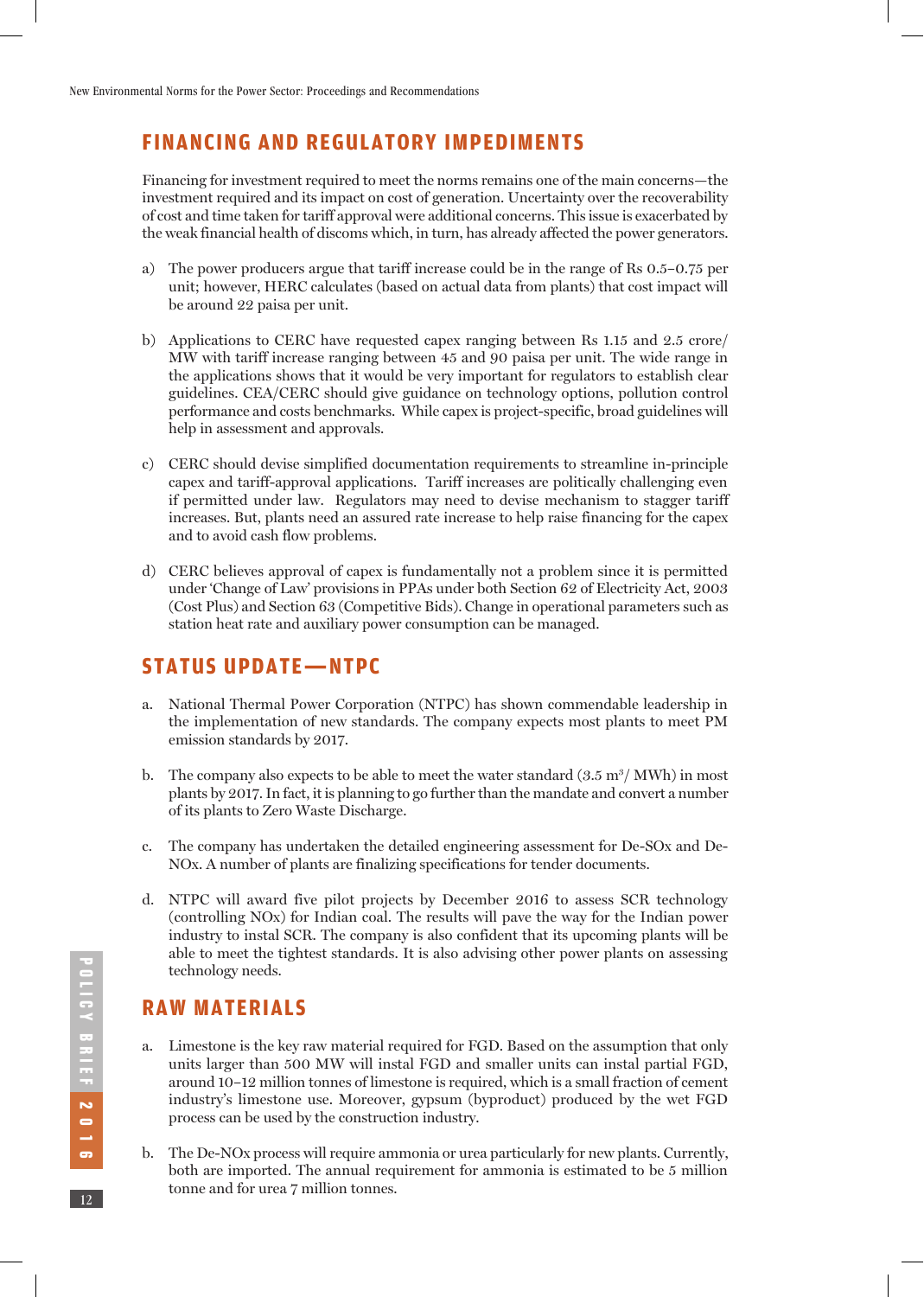## FINANCING AND REGULATORY IMPEDIMENTS

Financing for investment required to meet the norms remains one of the main concerns—the investment required and its impact on cost of generation. Uncertainty over the recoverability of cost and time taken for tariff approval were additional concerns. This issue is exacerbated by the weak financial health of discoms which, in turn, has already affected the power generators.

a) The power producers argue that tariff increase could be in the range of Rs 0.5–0.75 per unit; however, HERC calculates (based on actual data from plants) that cost impact will be around 22 paisa per unit.

b) Applications to CERC have requested capex ranging between Rs 1.15 and 2.5 crore/MW with tariff increase ranging between 45 and 90 paisa per unit. The wide range in the applications shows that it would be very important for regulators to establish clear guidelines. CEA/CERC should give guidance on technology options, pollution control performance and costs benchmarks. While capex is project-specific, broad guidelines will help in assessment and approvals.

c) CERC should devise simplified documentation requirements to streamline in-principle capex and tariff-approval applications. Tariff increases are politically challenging even if permitted under law. Regulators may need to devise mechanism to stagger tariff increases. But, plants need an assured rate increase to help raise financing for the capex and to avoid cash flow problems.

d) CERC believes approval of capex is fundamentally not a problem since it is permitted under 'Change of Law' provisions in PPAs under both Section 62 of Electricity Act, 2003 (Cost Plus) and Section 63 (Competitive Bids). Change in operational parameters such as station heat rate and auxiliary power consumption can be managed.

## STATUS UPDATE—NTPC

a. National Thermal Power Corporation (NTPC) has shown commendable leadership in the implementation of new standards. The company expects most plants to meet PM emission standards by 2017.

b. The company also expects to be able to meet the water standard (3.5 $m^3$/ MWh) in most plants by 2017. In fact, it is planning to go further than the mandate and convert a number of its plants to Zero Waste Discharge.

c. The company has undertaken the detailed engineering assessment for De-SOx and De-NOx. A number of plants are finalizing specifications for tender documents.

d. NTPC will award five pilot projects by December 2016 to assess SCR technology (controlling NOx) for Indian coal. The results will pave the way for the Indian power industry to instal SCR. The company is also confident that its upcoming plants will be able to meet the tightest standards. It is also advising other power plants on assessing technology needs.

## RAW MATERIALS

a. Limestone is the key raw material required for FGD. Based on the assumption that only units larger than 500 MW will instal FGD and smaller units can instal partial FGD, around 10–12 million tonnes of limestone is required, which is a small fraction of cement industry's limestone use. Moreover, gypsum (byproduct) produced by the wet FGD process can be used by the construction industry.

b. The De-NOx process will require ammonia or urea particularly for new plants. Currently, both are imported. The annual requirement for ammonia is estimated to be 5 million tonne and for urea 7 million tonnes.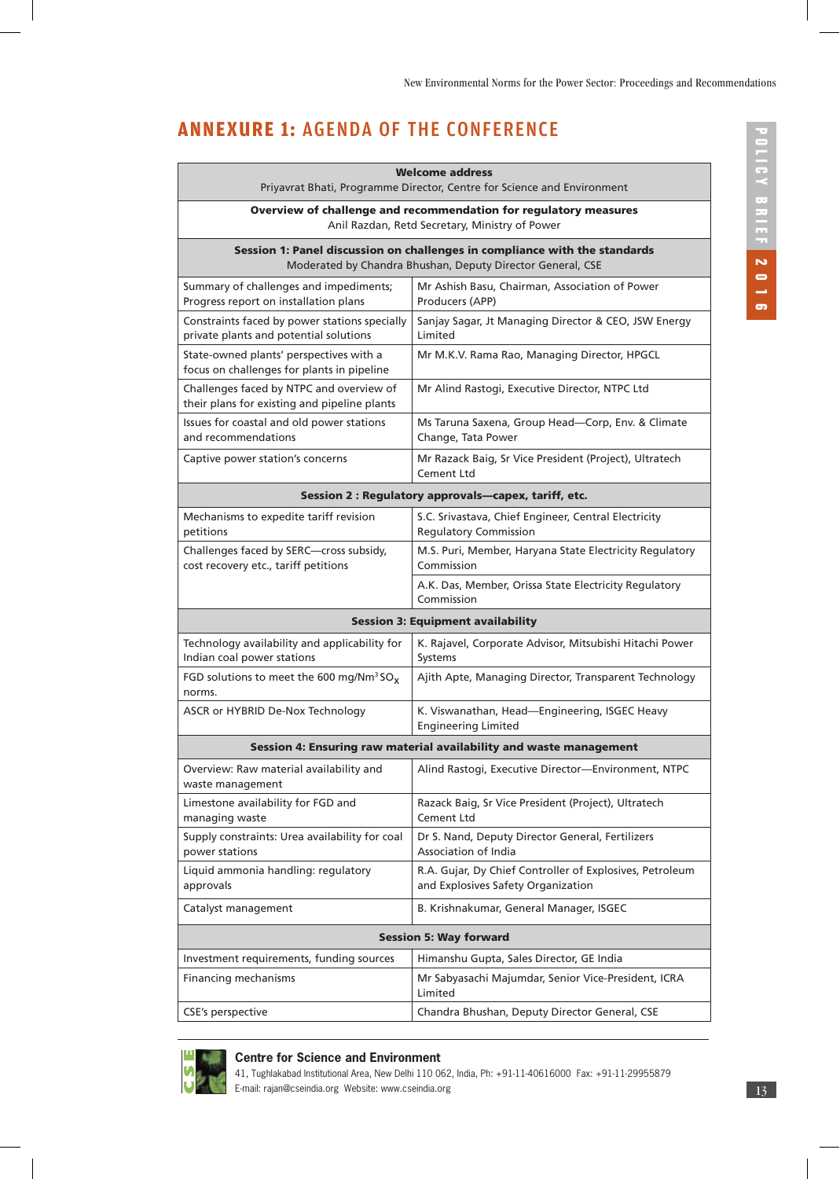## ANNEXURE 1: AGENDA OF THE CONFERENCE

| | |
|---|---|
| **Welcome address**<br>Priyavrat Bhati, Programme Director, Centre for Science and Environment | |
| **Overview of challenge and recommendation for regulatory measures**<br>Anil Razdan, Retd Secretary, Ministry of Power | |
| **Session 1: Panel discussion on challenges in compliance with the standards**<br>Moderated by Chandra Bhushan, Deputy Director General, CSE | |
| Summary of challenges and impediments; Progress report on installation plans | Mr Ashish Basu, Chairman, Association of Power Producers (APP) |
| Constraints faced by power stations specially private plants and potential solutions | Sanjay Sagar, Jt Managing Director & CEO, JSW Energy Limited |
| State-owned plants' perspectives with a focus on challenges for plants in pipeline | Mr M.K.V. Rama Rao, Managing Director, HPGCL |
| Challenges faced by NTPC and overview of their plans for existing and pipeline plants | Mr Alind Rastogi, Executive Director, NTPC Ltd |
| Issues for coastal and old power stations and recommendations | Ms Taruna Saxena, Group Head—Corp, Env. & Climate Change, Tata Power |
| Captive power station's concerns | Mr Razack Baig, Sr Vice President (Project), Ultratech Cement Ltd |
| **Session 2 : Regulatory approvals—capex, tariff, etc.** | |
| Mechanisms to expedite tariff revision petitions | S.C. Srivastava, Chief Engineer, Central Electricity Regulatory Commission |
| Challenges faced by SERC—cross subsidy, cost recovery etc., tariff petitions | M.S. Puri, Member, Haryana State Electricity Regulatory Commission |
| | A.K. Das, Member, Orissa State Electricity Regulatory Commission |
| **Session 3: Equipment availability** | |
| Technology availability and applicability for Indian coal power stations | K. Rajavel, Corporate Advisor, Mitsubishi Hitachi Power Systems |
| FGD solutions to meet the 600 mg/Nm$^3$ $SO_X$ norms. | Ajith Apte, Managing Director, Transparent Technology |
| ASCR or HYBRID De-Nox Technology | K. Viswanathan, Head—Engineering, ISGEC Heavy Engineering Limited |
| **Session 4: Ensuring raw material availability and waste management** | |
| Overview: Raw material availability and waste management | Alind Rastogi, Executive Director—Environment, NTPC |
| Limestone availability for FGD and managing waste | Razack Baig, Sr Vice President (Project), Ultratech Cement Ltd |
| Supply constraints: Urea availability for coal power stations | Dr S. Nand, Deputy Director General, Fertilizers Association of India |
| Liquid ammonia handling: regulatory approvals | R.A. Gujar, Dy Chief Controller of Explosives, Petroleum and Explosives Safety Organization |
| Catalyst management | B. Krishnakumar, General Manager, ISGEC |
| **Session 5: Way forward** | |
| Investment requirements, funding sources | Himanshu Gupta, Sales Director, GE India |
| Financing mechanisms | Mr Sabyasachi Majumdar, Senior Vice-President, ICRA Limited |
| CSE's perspective | Chandra Bhushan, Deputy Director General, CSE |

**Centre for Science and Environment**
41, Tughlakabad Institutional Area, New Delhi 110 062, India, Ph: +91-11-40616000 Fax: +91-11-29955879
E-mail: rajan@cseindia.org Website: www.cseindia.org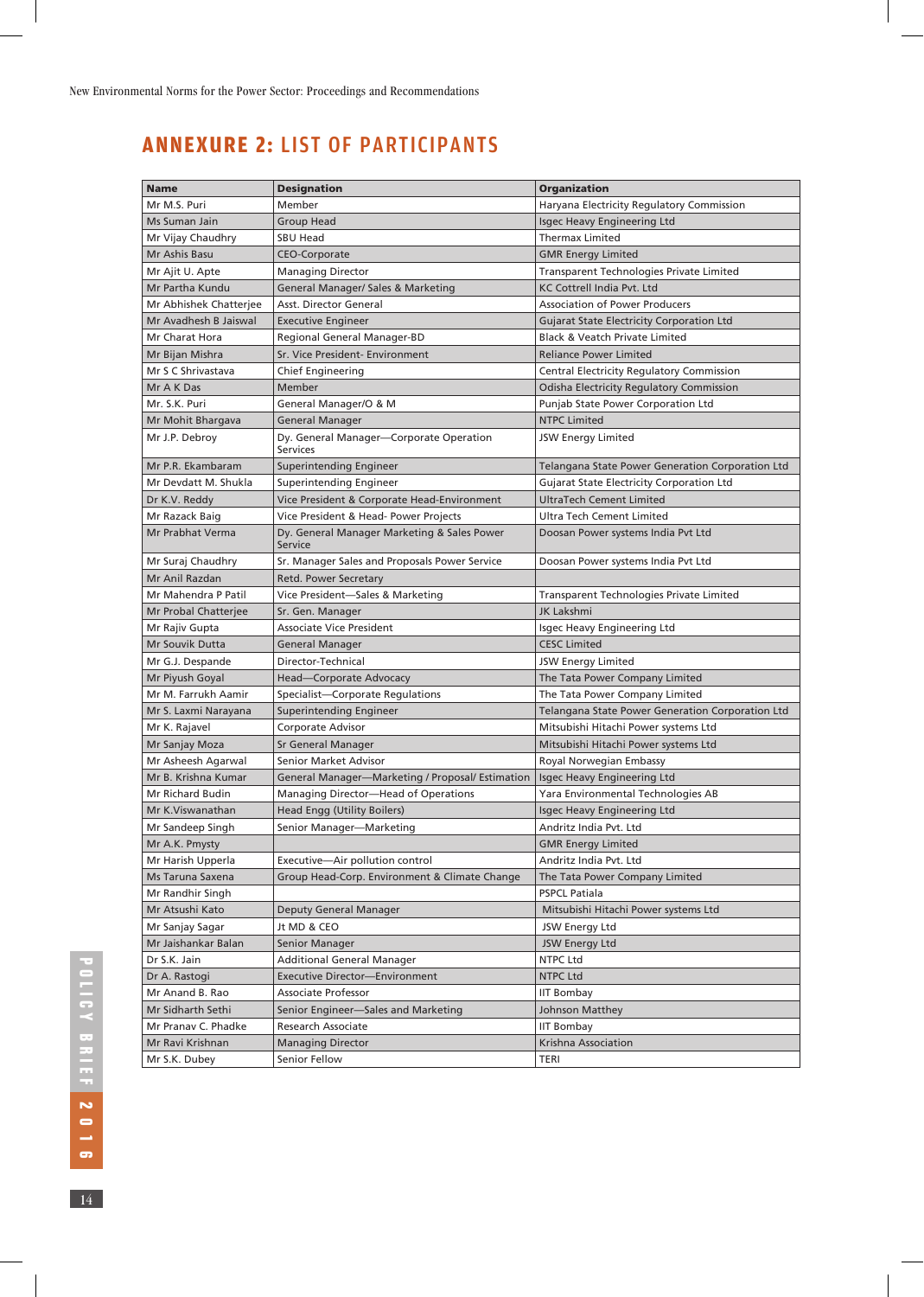## ANNEXURE 2: LIST OF PARTICIPANTS

| Name | Designation | Organization |
|---|---|---|
| Mr M.S. Puri | Member | Haryana Electricity Regulatory Commission |
| Ms Suman Jain | Group Head | Isgec Heavy Engineering Ltd |
| Mr Vijay Chaudhry | SBU Head | Thermax Limited |
| Mr Ashis Basu | CEO-Corporate | GMR Energy Limited |
| Mr Ajit U. Apte | Managing Director | Transparent Technologies Private Limited |
| Mr Partha Kundu | General Manager/ Sales & Marketing | KC Cottrell India Pvt. Ltd |
| Mr Abhishek Chatterjee | Asst. Director General | Association of Power Producers |
| Mr Avadhesh B Jaiswal | Executive Engineer | Gujarat State Electricity Corporation Ltd |
| Mr Charat Hora | Regional General Manager-BD | Black & Veatch Private Limited |
| Mr Bijan Mishra | Sr. Vice President- Environment | Reliance Power Limited |
| Mr S C Shrivastava | Chief Engineering | Central Electricity Regulatory Commission |
| Mr A K Das | Member | Odisha Electricity Regulatory Commission |
| Mr. S.K. Puri | General Manager/O & M | Punjab State Power Corporation Ltd |
| Mr Mohit Bhargava | General Manager | NTPC Limited |
| Mr J.P. Debroy | Dy. General Manager—Corporate Operation Services | JSW Energy Limited |
| Mr P.R. Ekambaram | Superintending Engineer | Telangana State Power Generation Corporation Ltd |
| Mr Devdatt M. Shukla | Superintending Engineer | Gujarat State Electricity Corporation Ltd |
| Dr K.V. Reddy | Vice President & Corporate Head-Environment | UltraTech Cement Limited |
| Mr Razack Baig | Vice President & Head- Power Projects | Ultra Tech Cement Limited |
| Mr Prabhat Verma | Dy. General Manager Marketing & Sales Power Service | Doosan Power systems India Pvt Ltd |
| Mr Suraj Chaudhry | Sr. Manager Sales and Proposals Power Service | Doosan Power systems India Pvt Ltd |
| Mr Anil Razdan | Retd. Power Secretary | |
| Mr Mahendra P Patil | Vice President—Sales & Marketing | Transparent Technologies Private Limited |
| Mr Probal Chatterjee | Sr. Gen. Manager | JK Lakshmi |
| Mr Rajiv Gupta | Associate Vice President | Isgec Heavy Engineering Ltd |
| Mr Souvik Dutta | General Manager | CESC Limited |
| Mr G.J. Despande | Director-Technical | JSW Energy Limited |
| Mr Piyush Goyal | Head—Corporate Advocacy | The Tata Power Company Limited |
| Mr M. Farrukh Aamir | Specialist—Corporate Regulations | The Tata Power Company Limited |
| Mr S. Laxmi Narayana | Superintending Engineer | Telangana State Power Generation Corporation Ltd |
| Mr K. Rajavel | Corporate Advisor | Mitsubishi Hitachi Power systems Ltd |
| Mr Sanjay Moza | Sr General Manager | Mitsubishi Hitachi Power systems Ltd |
| Mr Asheesh Agarwal | Senior Market Advisor | Royal Norwegian Embassy |
| Mr B. Krishna Kumar | General Manager—Marketing / Proposal/ Estimation | Isgec Heavy Engineering Ltd |
| Mr Richard Budin | Managing Director—Head of Operations | Yara Environmental Technologies AB |
| Mr K.Viswanathan | Head Engg (Utility Boilers) | Isgec Heavy Engineering Ltd |
| Mr Sandeep Singh | Senior Manager—Marketing | Andritz India Pvt. Ltd |
| Mr A.K. Pmysty | | GMR Energy Limited |
| Mr Harish Upperla | Executive—Air pollution control | Andritz India Pvt. Ltd |
| Ms Taruna Saxena | Group Head-Corp. Environment & Climate Change | The Tata Power Company Limited |
| Mr Randhir Singh | | PSPCL Patiala |
| Mr Atsushi Kato | Deputy General Manager | Mitsubishi Hitachi Power systems Ltd |
| Mr Sanjay Sagar | Jt MD & CEO | JSW Energy Ltd |
| Mr Jaishankar Balan | Senior Manager | JSW Energy Ltd |
| Dr S.K. Jain | Additional General Manager | NTPC Ltd |
| Dr A. Rastogi | Executive Director—Environment | NTPC Ltd |
| Mr Anand B. Rao | Associate Professor | IIT Bombay |
| Mr Sidharth Sethi | Senior Engineer—Sales and Marketing | Johnson Matthey |
| Mr Pranav C. Phadke | Research Associate | IIT Bombay |
| Mr Ravi Krishnan | Managing Director | Krishna Association |
| Mr S.K. Dubey | Senior Fellow | TERI |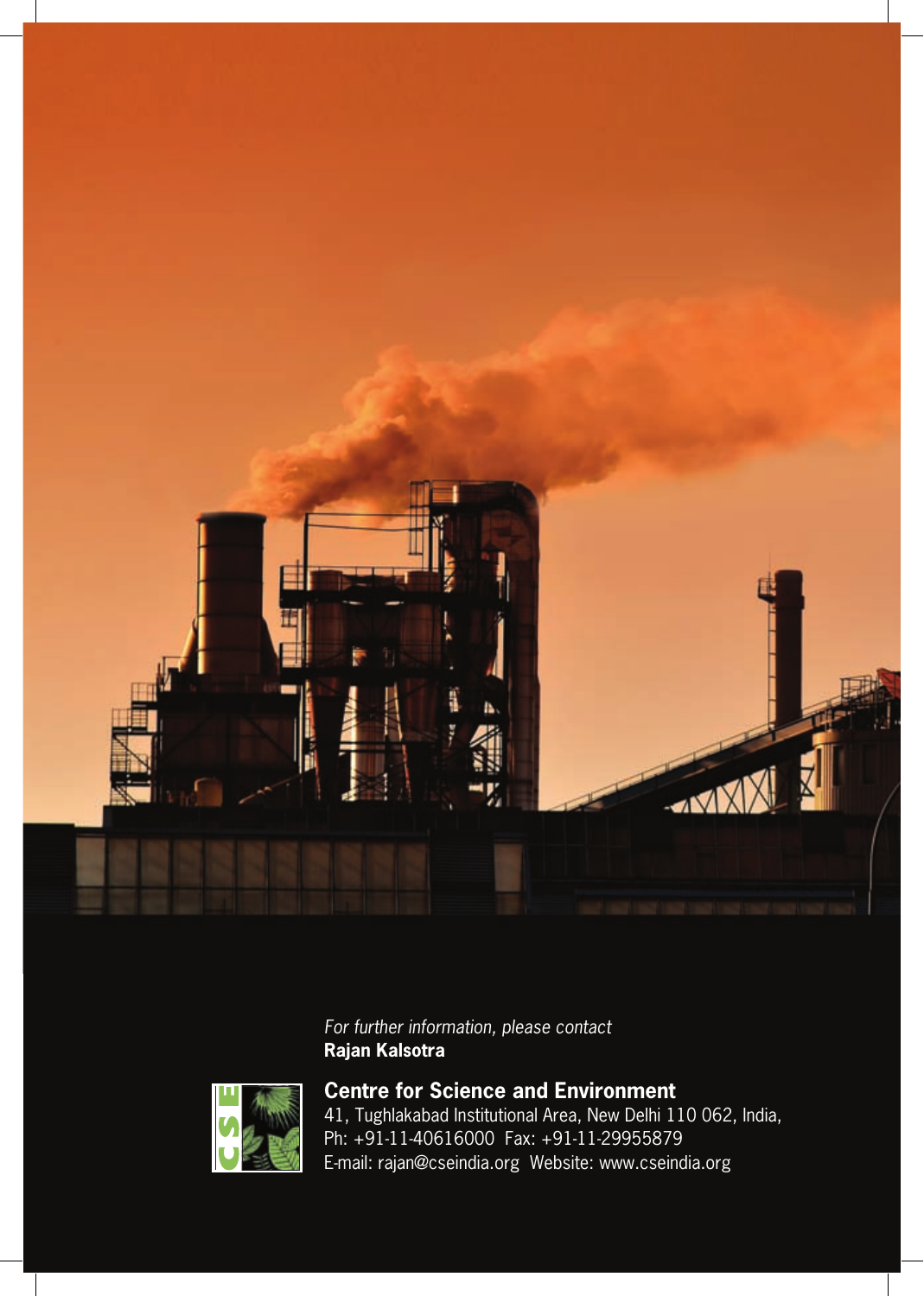*For further information, please contact*
**Rajan Kalsotra**

**Centre for Science and Environment**
41, Tughlakabad Institutional Area, New Delhi 110 062, India,
Ph: +91-11-40616000 Fax: +91-11-29955879
E-mail: rajan@cseindia.org Website: www.cseindia.org